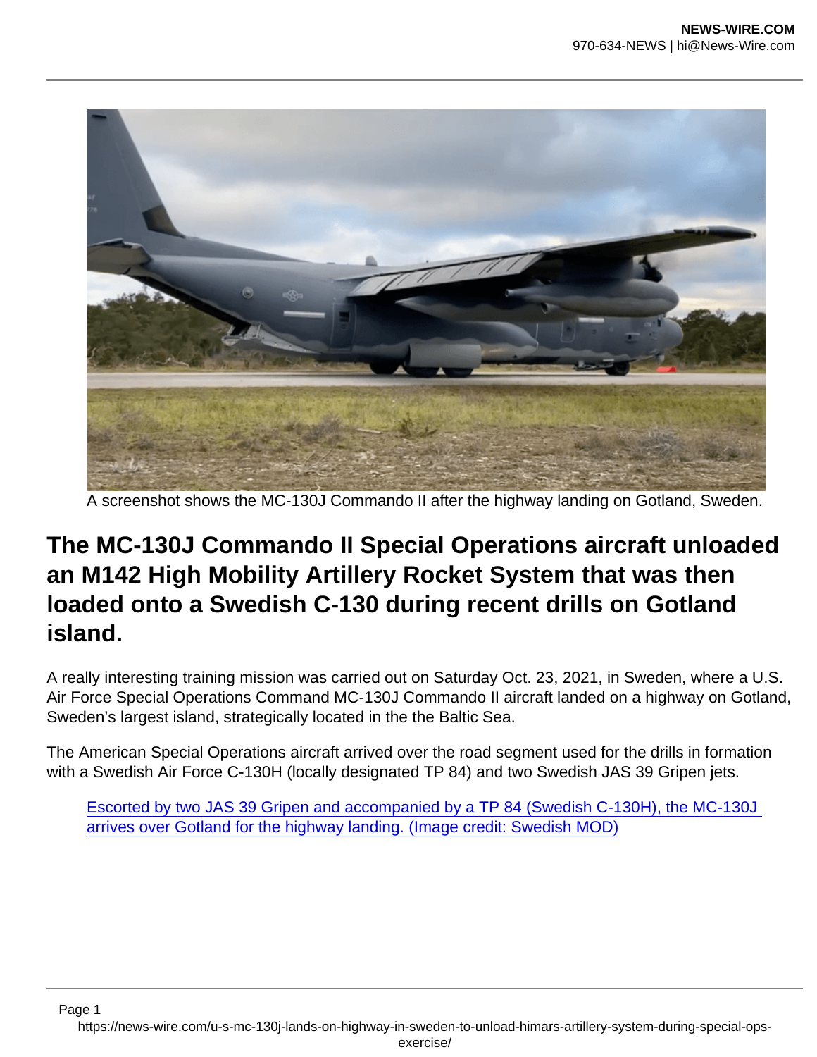A screenshot shows the MC-130J Commando II after the highway landing on Gotland, Sweden.

## The MC-130J Commando II Special Operations aircraft unloaded an M142 High Mobility Artillery Rocket System that was then loaded onto a Swedish C-130 during recent drills on Gotland island.

A really interesting training mission was carried out on Saturday Oct. 23, 2021, in Sweden, where a U.S. Air Force Special Operations Command MC-130J Commando II aircraft landed on a highway on Gotland, Sweden's largest island, strategically located in the the Baltic Sea.

The American Special Operations aircraft arrived over the road segment used for the drills in formation with a Swedish Air Force C-130H (locally designated TP 84) and two Swedish JAS 39 Gripen jets.

Escorted by two JAS 39 Gripen and accompanied by a TP 84 (Swedish C-130H), the MC-130J arrives over Gotland for the highway landing. (Image credit: Swedish MOD)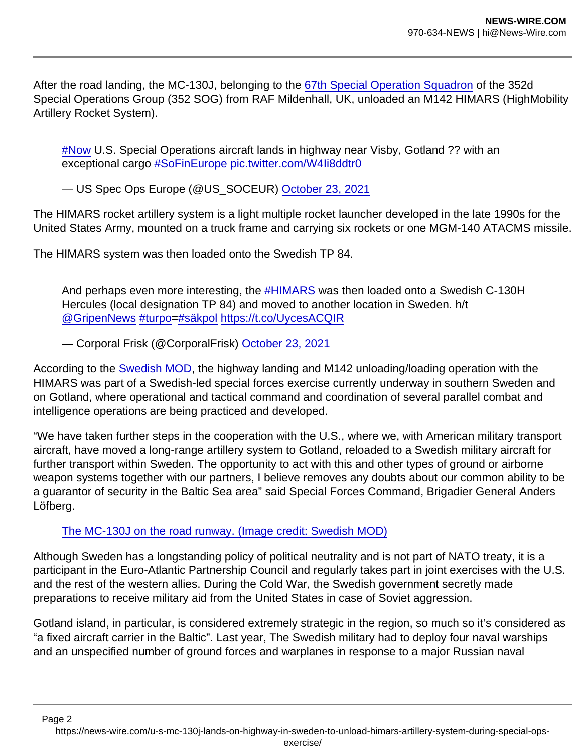After the road landing, the MC-130J, belonging to the [67th Special Operation Squadron](#) of the 352d Special Operations Group (352 SOG) from RAF Mildenhall, UK, unloaded an M142 HIMARS (HighMobility Artillery Rocket System).

> #Now U.S. Special Operations aircraft lands in highway near Visby, Gotland ?? with an exceptional cargo #SoFinEurope pic.twitter.com/W4Ii8ddtr0
>
> — US Spec Ops Europe (@US_SOCEUR) October 23, 2021

The HIMARS rocket artillery system is a light multiple rocket launcher developed in the late 1990s for the United States Army, mounted on a truck frame and carrying six rockets or one MGM-140 ATACMS missile.

The HIMARS system was then loaded onto the Swedish TP 84.

> And perhaps even more interesting, the #HIMARS was then loaded onto a Swedish C-130H Hercules (local designation TP 84) and moved to another location in Sweden. h/t @GripenNews #turpo=#säkpol https://t.co/UycesACQIR
>
> — Corporal Frisk (@CorporalFrisk) October 23, 2021

According to the Swedish MOD, the highway landing and M142 unloading/loading operation with the HIMARS was part of a Swedish-led special forces exercise currently underway in southern Sweden and on Gotland, where operational and tactical command and coordination of several parallel combat and intelligence operations are being practiced and developed.

"We have taken further steps in the cooperation with the U.S., where we, with American military transport aircraft, have moved a long-range artillery system to Gotland, reloaded to a Swedish military aircraft for further transport within Sweden. The opportunity to act with this and other types of ground or airborne weapon systems together with our partners, I believe removes any doubts about our common ability to be a guarantor of security in the Baltic Sea area" said Special Forces Command, Brigadier General Anders Löfberg.

The MC-130J on the road runway. (Image credit: Swedish MOD)

Although Sweden has a longstanding policy of political neutrality and is not part of NATO treaty, it is a participant in the Euro-Atlantic Partnership Council and regularly takes part in joint exercises with the U.S. and the rest of the western allies. During the Cold War, the Swedish government secretly made preparations to receive military aid from the United States in case of Soviet aggression.

Gotland island, in particular, is considered extremely strategic in the region, so much so it's considered as "a fixed aircraft carrier in the Baltic". Last year, The Swedish military had to deploy four naval warships and an unspecified number of ground forces and warplanes in response to a major Russian naval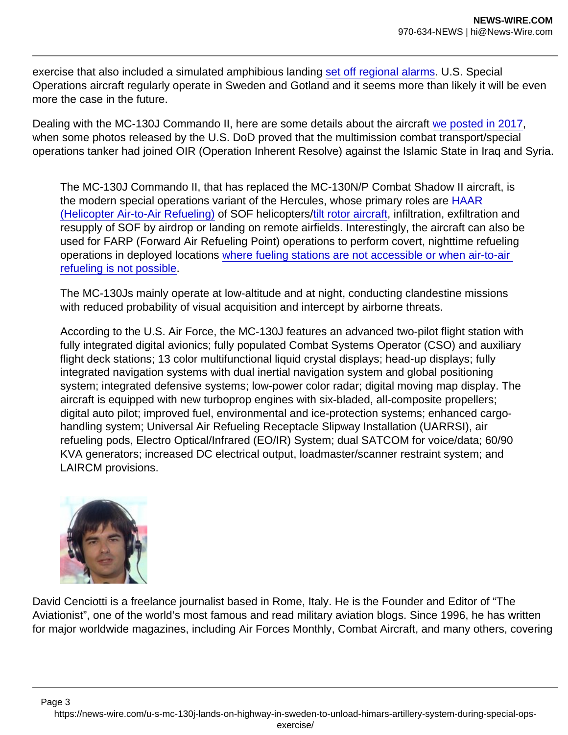exercise that also included a simulated amphibious landing set off regional alarms. U.S. Special Operations aircraft regularly operate in Sweden and Gotland and it seems more than likely it will be even more the case in the future.

Dealing with the MC-130J Commando II, here are some details about the aircraft we posted in 2017, when some photos released by the U.S. DoD proved that the multimission combat transport/special operations tanker had joined OIR (Operation Inherent Resolve) against the Islamic State in Iraq and Syria.

> The MC-130J Commando II, that has replaced the MC-130N/P Combat Shadow II aircraft, is the modern special operations variant of the Hercules, whose primary roles are HAAR (Helicopter Air-to-Air Refueling) of SOF helicopters/tilt rotor aircraft, infiltration, exfiltration and resupply of SOF by airdrop or landing on remote airfields. Interestingly, the aircraft can also be used for FARP (Forward Air Refueling Point) operations to perform covert, nighttime refueling operations in deployed locations where fueling stations are not accessible or when air-to-air refueling is not possible.
>
> The MC-130Js mainly operate at low-altitude and at night, conducting clandestine missions with reduced probability of visual acquisition and intercept by airborne threats.
>
> According to the U.S. Air Force, the MC-130J features an advanced two-pilot flight station with fully integrated digital avionics; fully populated Combat Systems Operator (CSO) and auxiliary flight deck stations; 13 color multifunctional liquid crystal displays; head-up displays; fully integrated navigation systems with dual inertial navigation system and global positioning system; integrated defensive systems; low-power color radar; digital moving map display. The aircraft is equipped with new turboprop engines with six-bladed, all-composite propellers; digital auto pilot; improved fuel, environmental and ice-protection systems; enhanced cargo-handling system; Universal Air Refueling Receptacle Slipway Installation (UARRSI), air refueling pods, Electro Optical/Infrared (EO/IR) System; dual SATCOM for voice/data; 60/90 KVA generators; increased DC electrical output, loadmaster/scanner restraint system; and LAIRCM provisions.

David Cenciotti is a freelance journalist based in Rome, Italy. He is the Founder and Editor of "The Aviationist", one of the world's most famous and read military aviation blogs. Since 1996, he has written for major worldwide magazines, including Air Forces Monthly, Combat Aircraft, and many others, covering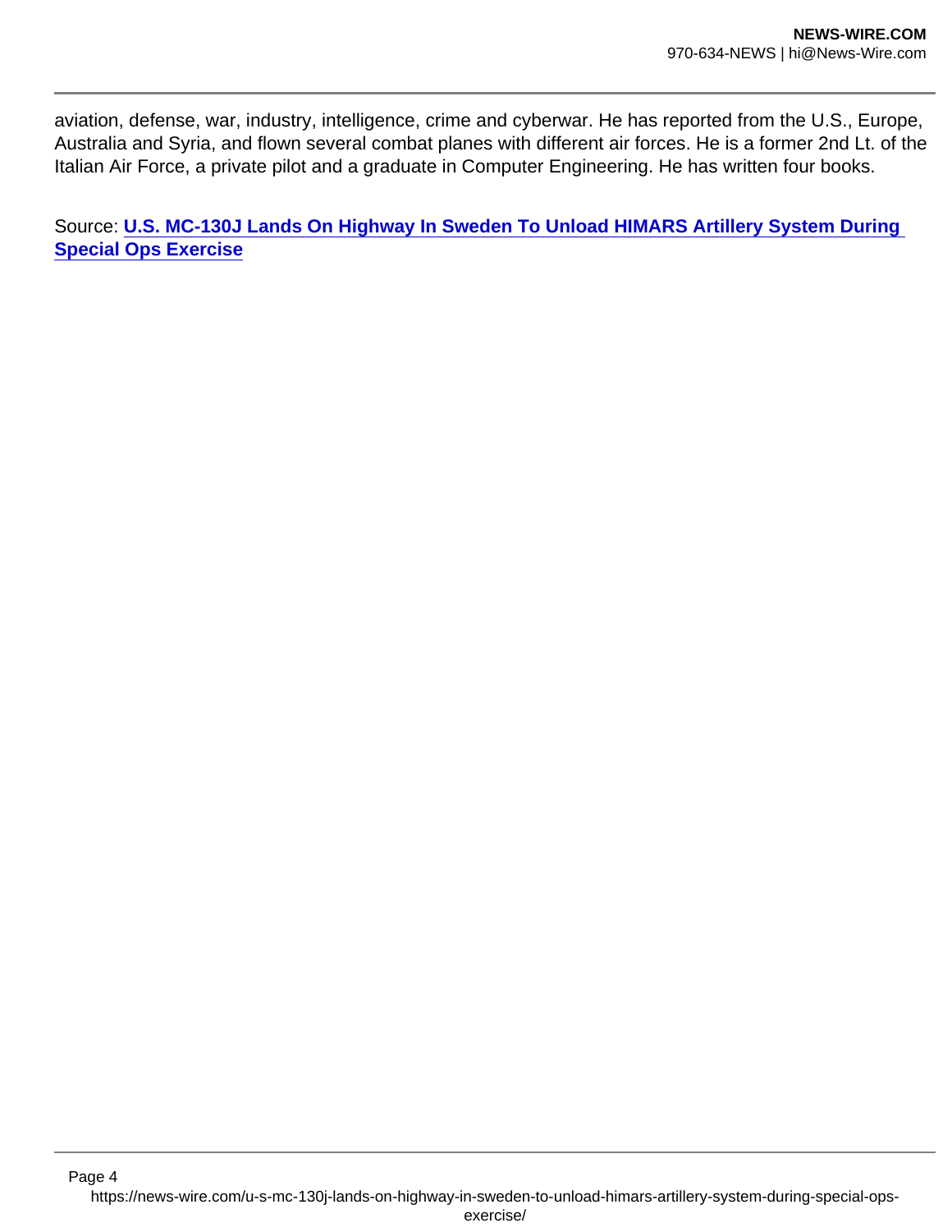aviation, defense, war, industry, intelligence, crime and cyberwar. He has reported from the U.S., Europe, Australia and Syria, and flown several combat planes with different air forces. He is a former 2nd Lt. of the Italian Air Force, a private pilot and a graduate in Computer Engineering. He has written four books.

Source: **[U.S. MC-130J Lands On Highway In Sweden To Unload HIMARS Artillery System During Special Ops Exercise](https://news-wire.com/u-s-mc-130j-lands-on-highway-in-sweden-to-unload-himars-artillery-system-during-special-ops-exercise/)**